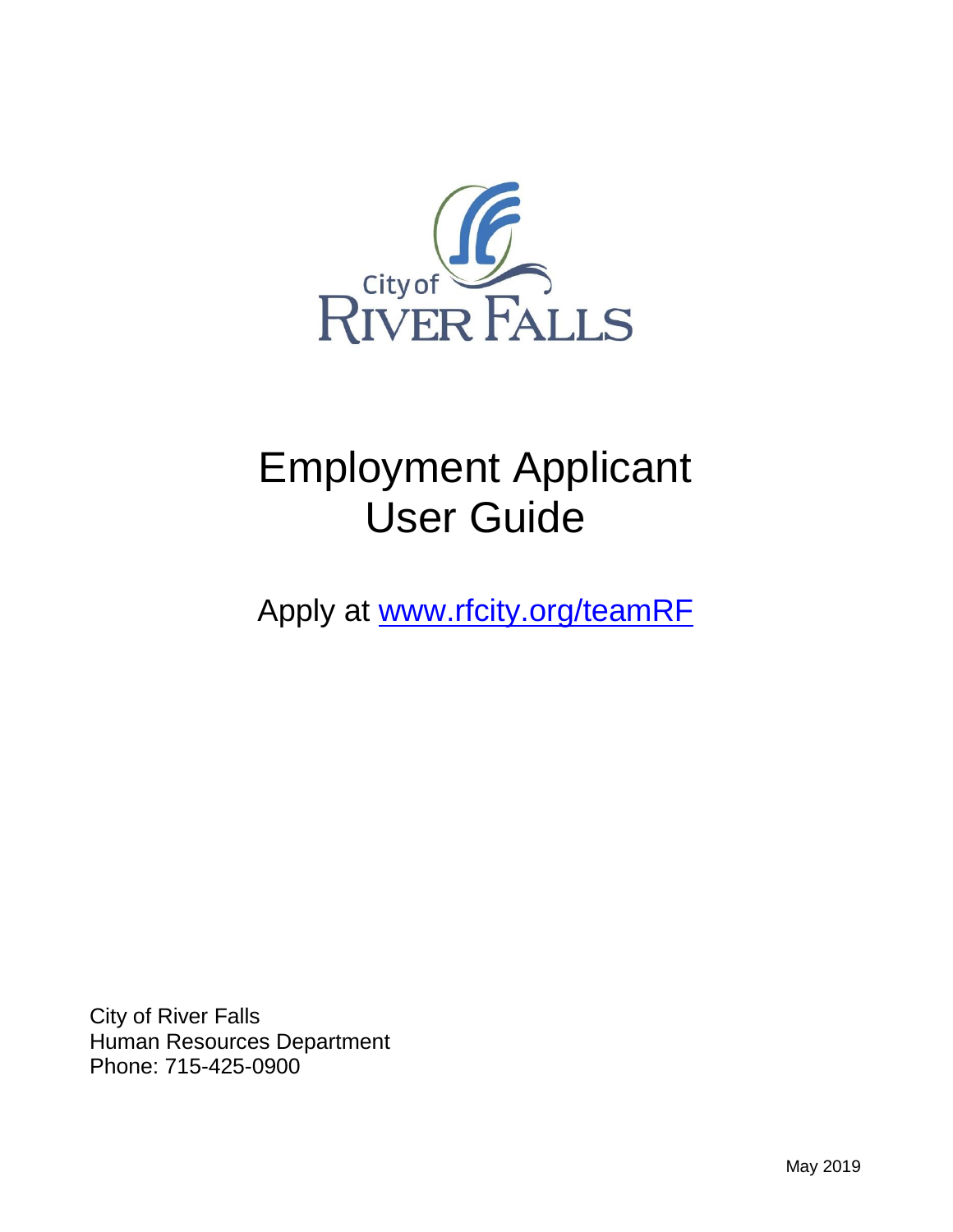City of
RIVER FALLS

# Employment Applicant User Guide

Apply at [www.rfcity.org/teamRF](www.rfcity.org/teamRF)

City of River Falls
Human Resources Department
Phone: 715-425-0900

May 2019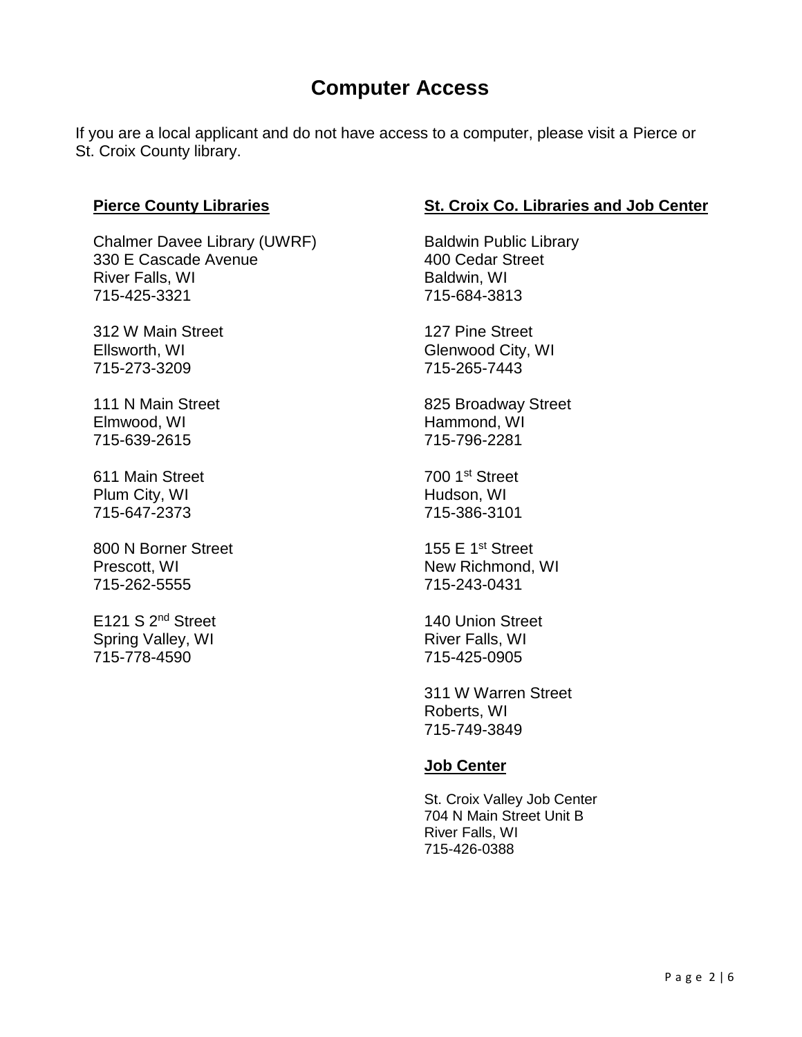# Computer Access

If you are a local applicant and do not have access to a computer, please visit a Pierce or St. Croix County library.

## Pierce County Libraries

Chalmer Davee Library (UWRF)
330 E Cascade Avenue
River Falls, WI
715-425-3321

312 W Main Street
Ellsworth, WI
715-273-3209

111 N Main Street
Elmwood, WI
715-639-2615

611 Main Street
Plum City, WI
715-647-2373

800 N Borner Street
Prescott, WI
715-262-5555

E121 S 2nd Street
Spring Valley, WI
715-778-4590

## St. Croix Co. Libraries and Job Center

Baldwin Public Library
400 Cedar Street
Baldwin, WI
715-684-3813

127 Pine Street
Glenwood City, WI
715-265-7443

825 Broadway Street
Hammond, WI
715-796-2281

700 1st Street
Hudson, WI
715-386-3101

155 E 1st Street
New Richmond, WI
715-243-0431

140 Union Street
River Falls, WI
715-425-0905

311 W Warren Street
Roberts, WI
715-749-3849

## Job Center

St. Croix Valley Job Center
704 N Main Street Unit B
River Falls, WI
715-426-0388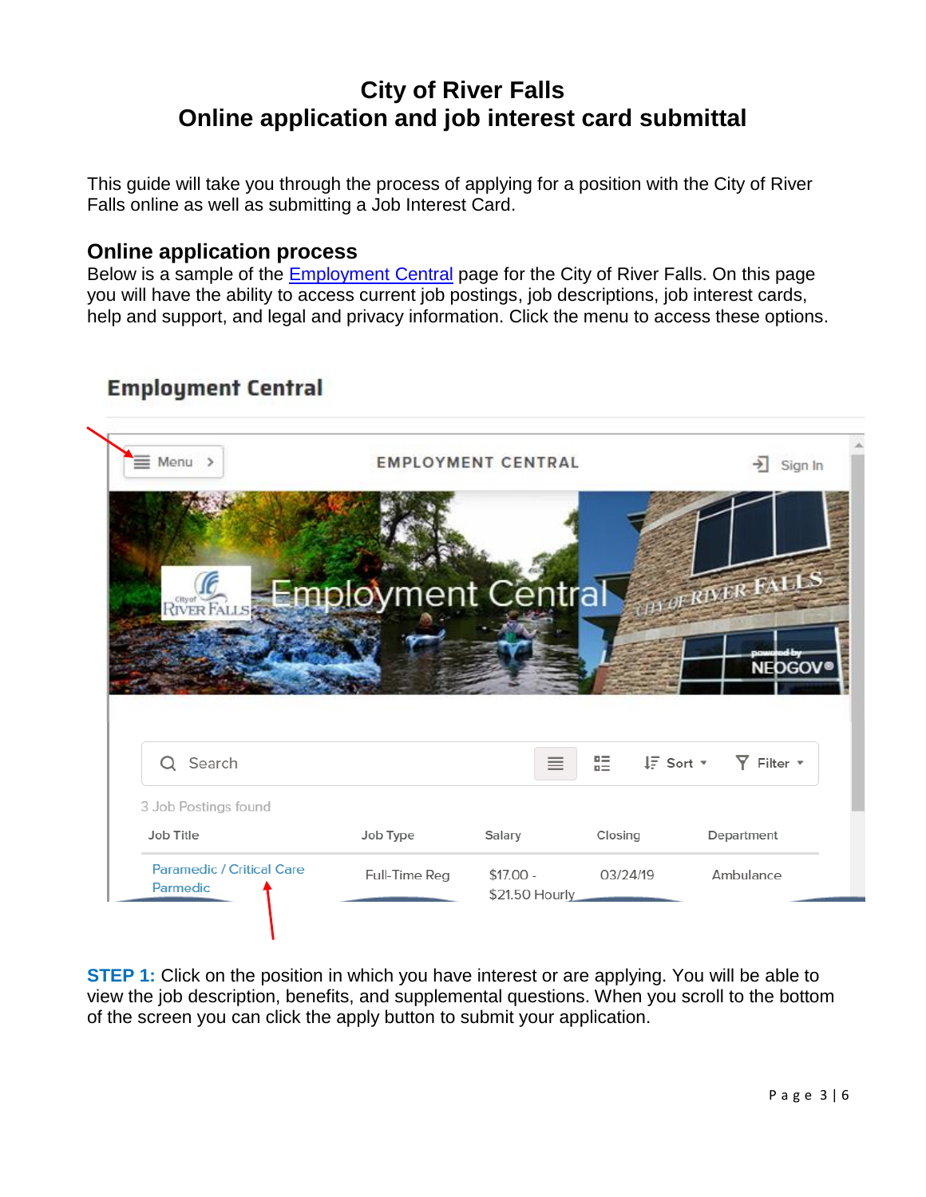# City of River Falls
# Online application and job interest card submittal

This guide will take you through the process of applying for a position with the City of River Falls online as well as submitting a Job Interest Card.

## Online application process

Below is a sample of the Employment Central page for the City of River Falls. On this page you will have the ability to access current job postings, job descriptions, job interest cards, help and support, and legal and privacy information. Click the menu to access these options.

**STEP 1:** Click on the position in which you have interest or are applying. You will be able to view the job description, benefits, and supplemental questions. When you scroll to the bottom of the screen you can click the apply button to submit your application.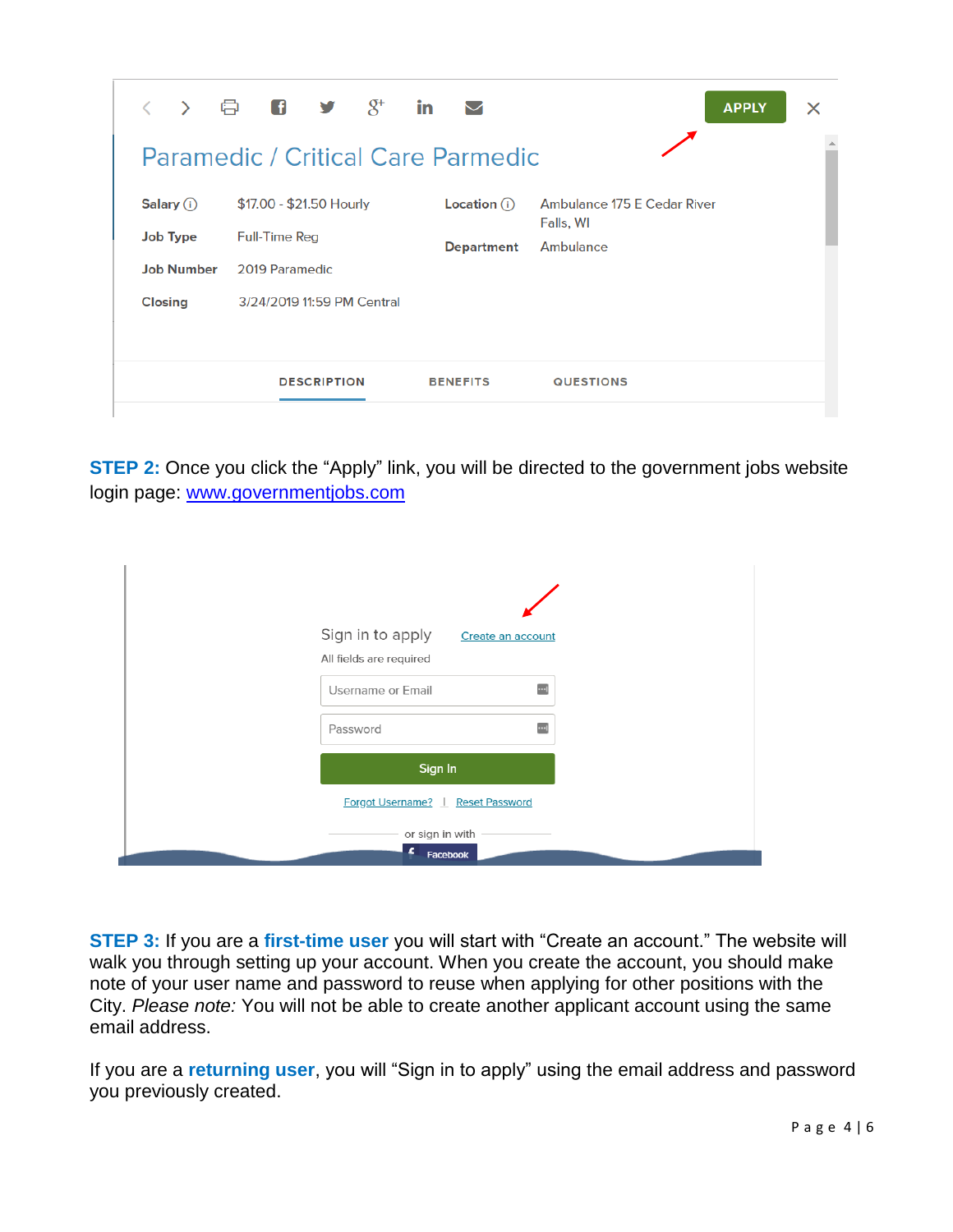< > APPLY ×

Paramedic / Critical Care Parmedic

| | | | |
|---|---|---|---|
| Salary | $17.00 - $21.50 Hourly | Location | Ambulance 175 E Cedar River Falls, WI |
| Job Type | Full-Time Reg | Department | Ambulance |
| Job Number | 2019 Paramedic | | |
| Closing | 3/24/2019 11:59 PM Central | | |

DESCRIPTION BENEFITS QUESTIONS

**STEP 2:** Once you click the "Apply" link, you will be directed to the government jobs website login page: [www.governmentjobs.com](http://www.governmentjobs.com)

Sign in to apply Create an account

All fields are required

Username or Email

Password

Sign In

Forgot Username? | Reset Password

or sign in with

Facebook

**STEP 3:** If you are a **first-time user** you will start with "Create an account." The website will walk you through setting up your account. When you create the account, you should make note of your user name and password to reuse when applying for other positions with the City. *Please note:* You will not be able to create another applicant account using the same email address.

If you are a **returning user**, you will "Sign in to apply" using the email address and password you previously created.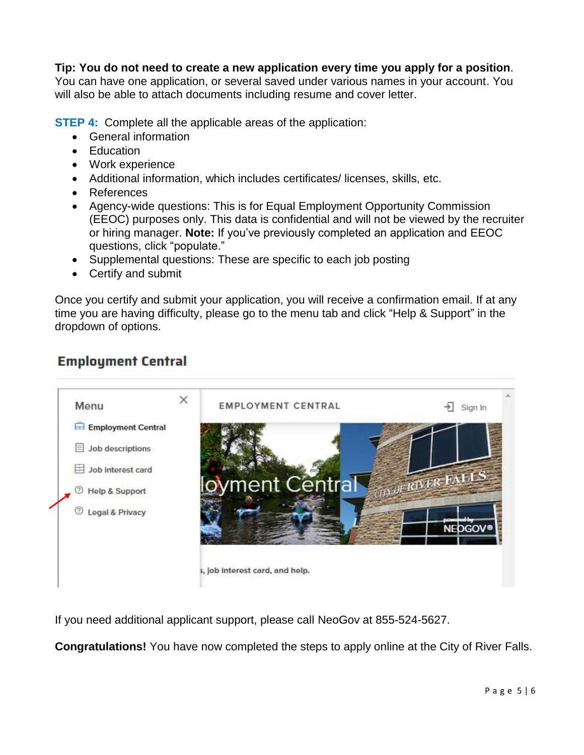**Tip: You do not need to create a new application every time you apply for a position**. You can have one application, or several saved under various names in your account. You will also be able to attach documents including resume and cover letter.

**STEP 4:** Complete all the applicable areas of the application:

- General information
- Education
- Work experience
- Additional information, which includes certificates/ licenses, skills, etc.
- References
- Agency-wide questions: This is for Equal Employment Opportunity Commission (EEOC) purposes only. This data is confidential and will not be viewed by the recruiter or hiring manager. **Note:** If you've previously completed an application and EEOC questions, click "populate."
- Supplemental questions: These are specific to each job posting
- Certify and submit

Once you certify and submit your application, you will receive a confirmation email. If at any time you are having difficulty, please go to the menu tab and click "Help & Support" in the dropdown of options.

**Employment Central**

Menu

- Employment Central
- Job descriptions
- Job interest card
- Help & Support
- Legal & Privacy

EMPLOYMENT CENTRAL — Sign In

If you need additional applicant support, please call NeoGov at 855-524-5627.

**Congratulations!** You have now completed the steps to apply online at the City of River Falls.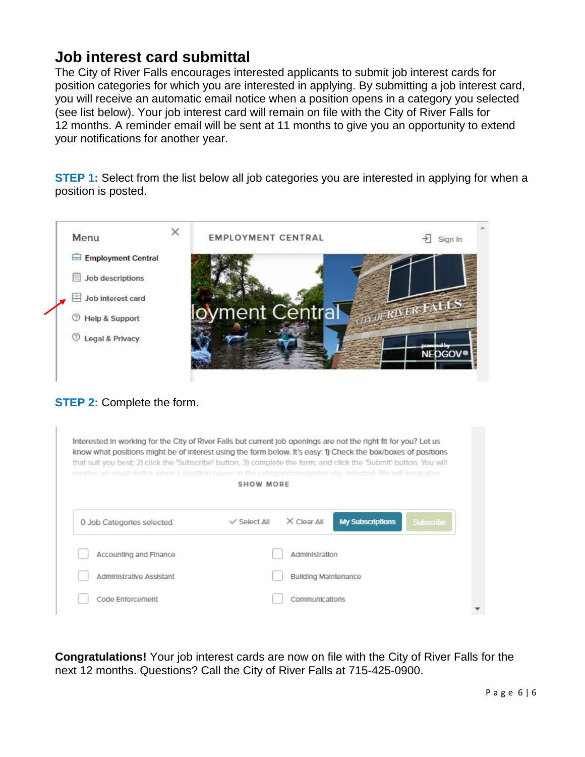## Job interest card submittal

The City of River Falls encourages interested applicants to submit job interest cards for position categories for which you are interested in applying. By submitting a job interest card, you will receive an automatic email notice when a position opens in a category you selected (see list below). Your job interest card will remain on file with the City of River Falls for 12 months. A reminder email will be sent at 11 months to give you an opportunity to extend your notifications for another year.

**STEP 1:** Select from the list below all job categories you are interested in applying for when a position is posted.

**STEP 2:** Complete the form.

**Congratulations!** Your job interest cards are now on file with the City of River Falls for the next 12 months. Questions? Call the City of River Falls at 715-425-0900.